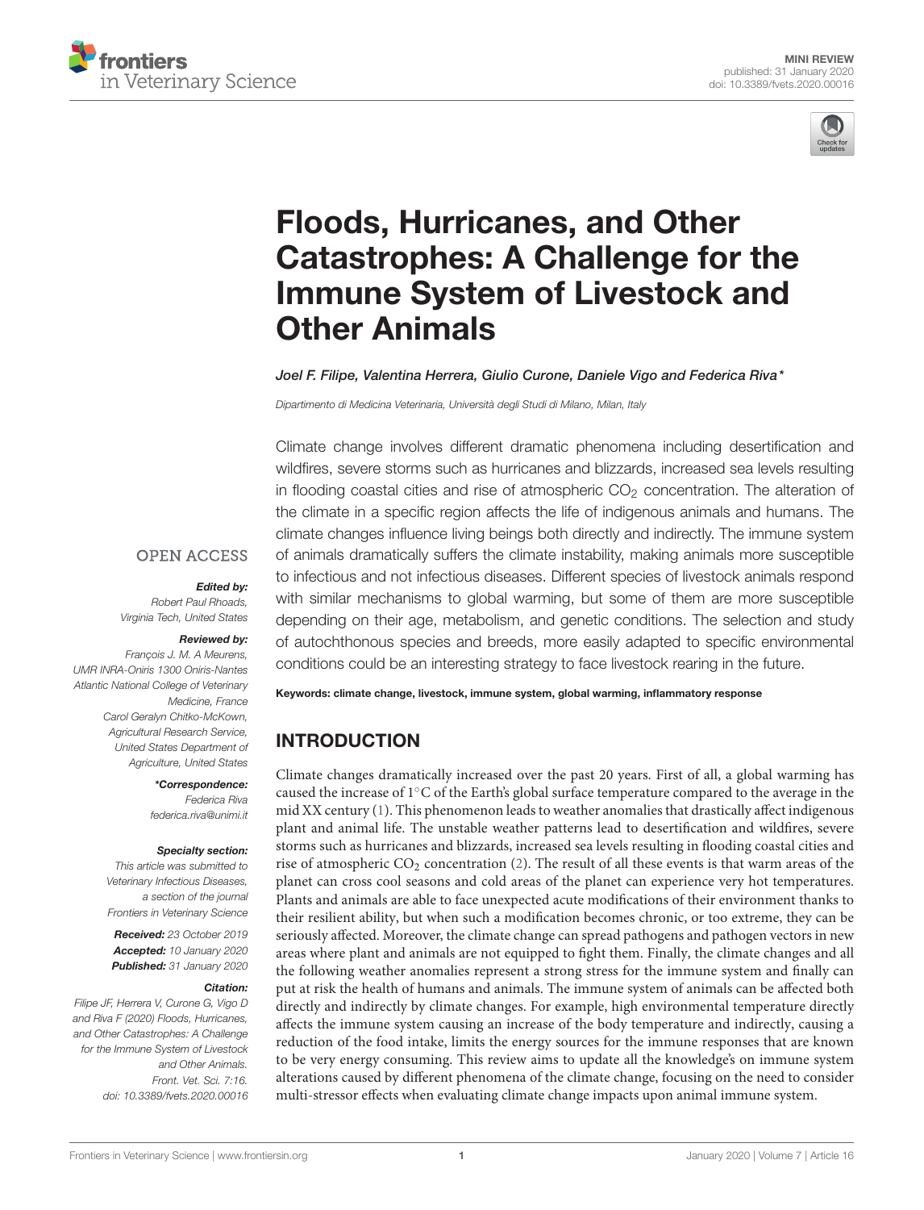MINI REVIEW
published: 31 January 2020
doi: 10.3389/fvets.2020.00016

# Floods, Hurricanes, and Other Catastrophes: A Challenge for the Immune System of Livestock and Other Animals

*Joel F. Filipe, Valentina Herrera, Giulio Curone, Daniele Vigo and Federica Riva\**

*Dipartimento di Medicina Veterinaria, Università degli Studi di Milano, Milan, Italy*

Climate change involves different dramatic phenomena including desertification and wildfires, severe storms such as hurricanes and blizzards, increased sea levels resulting in flooding coastal cities and rise of atmospheric $CO_2$ concentration. The alteration of the climate in a specific region affects the life of indigenous animals and humans. The climate changes influence living beings both directly and indirectly. The immune system of animals dramatically suffers the climate instability, making animals more susceptible to infectious and not infectious diseases. Different species of livestock animals respond with similar mechanisms to global warming, but some of them are more susceptible depending on their age, metabolism, and genetic conditions. The selection and study of autochthonous species and breeds, more easily adapted to specific environmental conditions could be an interesting strategy to face livestock rearing in the future.

**Keywords: climate change, livestock, immune system, global warming, inflammatory response**

OPEN ACCESS

***Edited by:***
*Robert Paul Rhoads,*
*Virginia Tech, United States*

***Reviewed by:***
*François J. M. A Meurens,*
*UMR INRA-Oniris 1300 Oniris-Nantes Atlantic National College of Veterinary Medicine, France*
*Carol Geralyn Chitko-McKown,*
*Agricultural Research Service, United States Department of Agriculture, United States*

***\*Correspondence:***
*Federica Riva*
*federica.riva@unimi.it*

***Specialty section:***
*This article was submitted to Veterinary Infectious Diseases, a section of the journal Frontiers in Veterinary Science*

***Received:*** *23 October 2019*
***Accepted:*** *10 January 2020*
***Published:*** *31 January 2020*

***Citation:***
*Filipe JF, Herrera V, Curone G, Vigo D and Riva F (2020) Floods, Hurricanes, and Other Catastrophes: A Challenge for the Immune System of Livestock and Other Animals. Front. Vet. Sci. 7:16. doi: 10.3389/fvets.2020.00016*

## INTRODUCTION

Climate changes dramatically increased over the past 20 years. First of all, a global warming has caused the increase of 1°C of the Earth's global surface temperature compared to the average in the mid XX century (1). This phenomenon leads to weather anomalies that drastically affect indigenous plant and animal life. The unstable weather patterns lead to desertification and wildfires, severe storms such as hurricanes and blizzards, increased sea levels resulting in flooding coastal cities and rise of atmospheric $CO_2$ concentration (2). The result of all these events is that warm areas of the planet can cross cool seasons and cold areas of the planet can experience very hot temperatures. Plants and animals are able to face unexpected acute modifications of their environment thanks to their resilient ability, but when such a modification becomes chronic, or too extreme, they can be seriously affected. Moreover, the climate change can spread pathogens and pathogen vectors in new areas where plant and animals are not equipped to fight them. Finally, the climate changes and all the following weather anomalies represent a strong stress for the immune system and finally can put at risk the health of humans and animals. The immune system of animals can be affected both directly and indirectly by climate changes. For example, high environmental temperature directly affects the immune system causing an increase of the body temperature and indirectly, causing a reduction of the food intake, limits the energy sources for the immune responses that are known to be very energy consuming. This review aims to update all the knowledge's on immune system alterations caused by different phenomena of the climate change, focusing on the need to consider multi-stressor effects when evaluating climate change impacts upon animal immune system.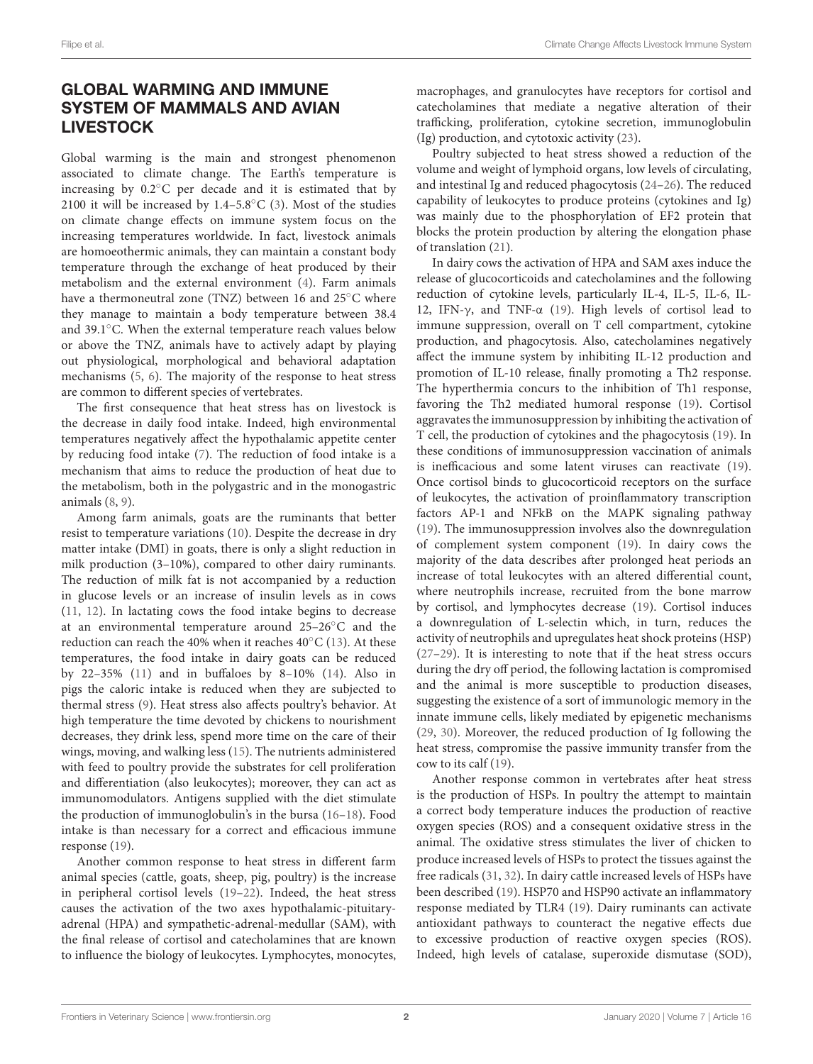## GLOBAL WARMING AND IMMUNE SYSTEM OF MAMMALS AND AVIAN LIVESTOCK

Global warming is the main and strongest phenomenon associated to climate change. The Earth's temperature is increasing by 0.2°C per decade and it is estimated that by 2100 it will be increased by 1.4–5.8°C (3). Most of the studies on climate change effects on immune system focus on the increasing temperatures worldwide. In fact, livestock animals are homoeothermic animals, they can maintain a constant body temperature through the exchange of heat produced by their metabolism and the external environment (4). Farm animals have a thermoneutral zone (TNZ) between 16 and 25°C where they manage to maintain a body temperature between 38.4 and 39.1°C. When the external temperature reach values below or above the TNZ, animals have to actively adapt by playing out physiological, morphological and behavioral adaptation mechanisms (5, 6). The majority of the response to heat stress are common to different species of vertebrates.

The first consequence that heat stress has on livestock is the decrease in daily food intake. Indeed, high environmental temperatures negatively affect the hypothalamic appetite center by reducing food intake (7). The reduction of food intake is a mechanism that aims to reduce the production of heat due to the metabolism, both in the polygastric and in the monogastric animals (8, 9).

Among farm animals, goats are the ruminants that better resist to temperature variations (10). Despite the decrease in dry matter intake (DMI) in goats, there is only a slight reduction in milk production (3–10%), compared to other dairy ruminants. The reduction of milk fat is not accompanied by a reduction in glucose levels or an increase of insulin levels as in cows (11, 12). In lactating cows the food intake begins to decrease at an environmental temperature around 25–26°C and the reduction can reach the 40% when it reaches 40°C (13). At these temperatures, the food intake in dairy goats can be reduced by 22–35% (11) and in buffaloes by 8–10% (14). Also in pigs the caloric intake is reduced when they are subjected to thermal stress (9). Heat stress also affects poultry's behavior. At high temperature the time devoted by chickens to nourishment decreases, they drink less, spend more time on the care of their wings, moving, and walking less (15). The nutrients administered with feed to poultry provide the substrates for cell proliferation and differentiation (also leukocytes); moreover, they can act as immunomodulators. Antigens supplied with the diet stimulate the production of immunoglobulin's in the bursa (16–18). Food intake is than necessary for a correct and efficacious immune response (19).

Another common response to heat stress in different farm animal species (cattle, goats, sheep, pig, poultry) is the increase in peripheral cortisol levels (19–22). Indeed, the heat stress causes the activation of the two axes hypothalamic-pituitary-adrenal (HPA) and sympathetic-adrenal-medullar (SAM), with the final release of cortisol and catecholamines that are known to influence the biology of leukocytes. Lymphocytes, monocytes, macrophages, and granulocytes have receptors for cortisol and catecholamines that mediate a negative alteration of their trafficking, proliferation, cytokine secretion, immunoglobulin (Ig) production, and cytotoxic activity (23).

Poultry subjected to heat stress showed a reduction of the volume and weight of lymphoid organs, low levels of circulating, and intestinal Ig and reduced phagocytosis (24–26). The reduced capability of leukocytes to produce proteins (cytokines and Ig) was mainly due to the phosphorylation of EF2 protein that blocks the protein production by altering the elongation phase of translation (21).

In dairy cows the activation of HPA and SAM axes induce the release of glucocorticoids and catecholamines and the following reduction of cytokine levels, particularly IL-4, IL-5, IL-6, IL-12, IFN-γ, and TNF-α (19). High levels of cortisol lead to immune suppression, overall on T cell compartment, cytokine production, and phagocytosis. Also, catecholamines negatively affect the immune system by inhibiting IL-12 production and promotion of IL-10 release, finally promoting a Th2 response. The hyperthermia concurs to the inhibition of Th1 response, favoring the Th2 mediated humoral response (19). Cortisol aggravates the immunosuppression by inhibiting the activation of T cell, the production of cytokines and the phagocytosis (19). In these conditions of immunosuppression vaccination of animals is inefficacious and some latent viruses can reactivate (19). Once cortisol binds to glucocorticoid receptors on the surface of leukocytes, the activation of proinflammatory transcription factors AP-1 and NFkB on the MAPK signaling pathway (19). The immunosuppression involves also the downregulation of complement system component (19). In dairy cows the majority of the data describes after prolonged heat periods an increase of total leukocytes with an altered differential count, where neutrophils increase, recruited from the bone marrow by cortisol, and lymphocytes decrease (19). Cortisol induces a downregulation of L-selectin which, in turn, reduces the activity of neutrophils and upregulates heat shock proteins (HSP) (27–29). It is interesting to note that if the heat stress occurs during the dry off period, the following lactation is compromised and the animal is more susceptible to production diseases, suggesting the existence of a sort of immunologic memory in the innate immune cells, likely mediated by epigenetic mechanisms (29, 30). Moreover, the reduced production of Ig following the heat stress, compromise the passive immunity transfer from the cow to its calf (19).

Another response common in vertebrates after heat stress is the production of HSPs. In poultry the attempt to maintain a correct body temperature induces the production of reactive oxygen species (ROS) and a consequent oxidative stress in the animal. The oxidative stress stimulates the liver of chicken to produce increased levels of HSPs to protect the tissues against the free radicals (31, 32). In dairy cattle increased levels of HSPs have been described (19). HSP70 and HSP90 activate an inflammatory response mediated by TLR4 (19). Dairy ruminants can activate antioxidant pathways to counteract the negative effects due to excessive production of reactive oxygen species (ROS). Indeed, high levels of catalase, superoxide dismutase (SOD),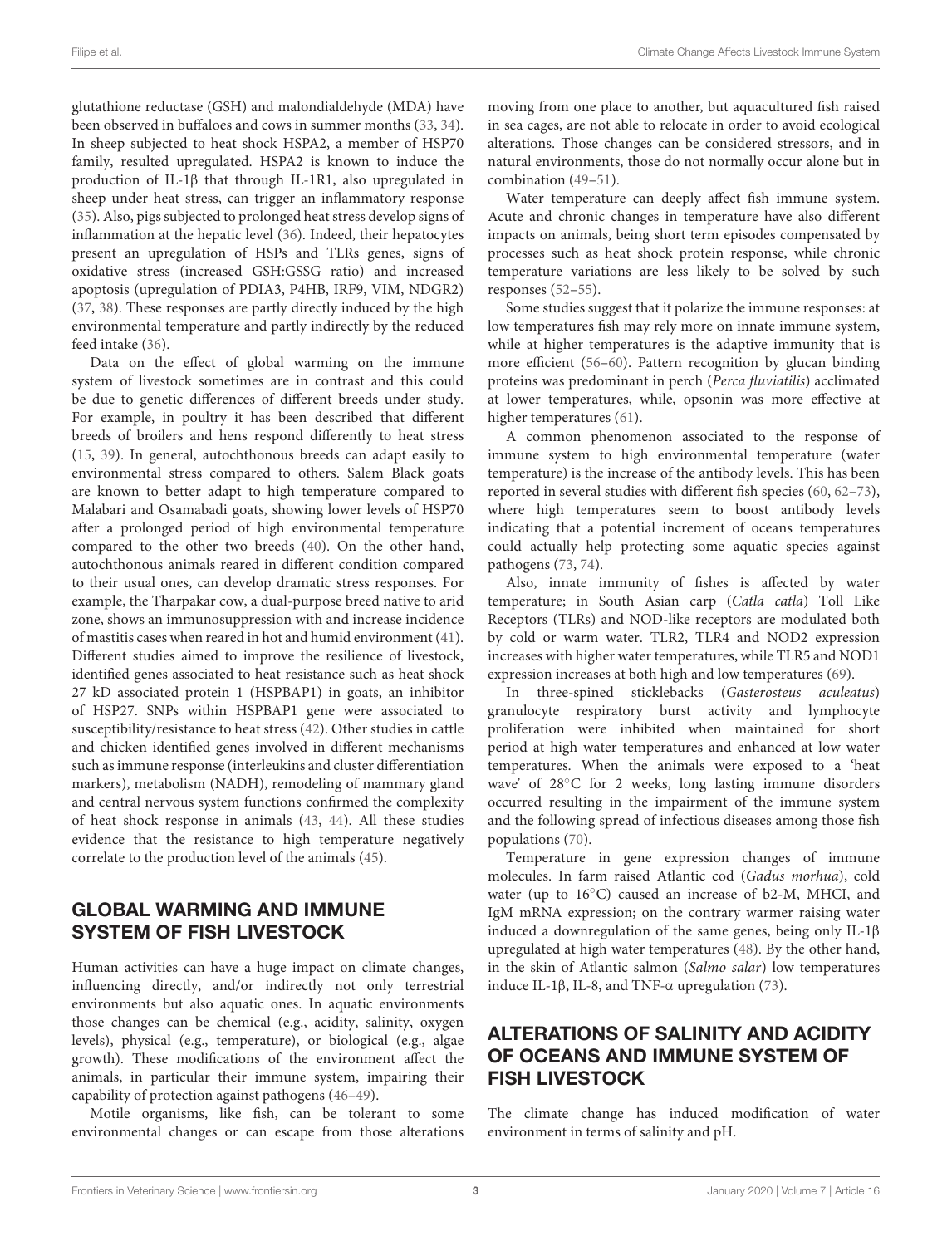glutathione reductase (GSH) and malondialdehyde (MDA) have been observed in buffaloes and cows in summer months (33, 34). In sheep subjected to heat shock HSPA2, a member of HSP70 family, resulted upregulated. HSPA2 is known to induce the production of IL-1β that through IL-1R1, also upregulated in sheep under heat stress, can trigger an inflammatory response (35). Also, pigs subjected to prolonged heat stress develop signs of inflammation at the hepatic level (36). Indeed, their hepatocytes present an upregulation of HSPs and TLRs genes, signs of oxidative stress (increased GSH:GSSG ratio) and increased apoptosis (upregulation of PDIA3, P4HB, IRF9, VIM, NDGR2) (37, 38). These responses are partly directly induced by the high environmental temperature and partly indirectly by the reduced feed intake (36).

Data on the effect of global warming on the immune system of livestock sometimes are in contrast and this could be due to genetic differences of different breeds under study. For example, in poultry it has been described that different breeds of broilers and hens respond differently to heat stress (15, 39). In general, autochthonous breeds can adapt easily to environmental stress compared to others. Salem Black goats are known to better adapt to high temperature compared to Malabari and Osamabadi goats, showing lower levels of HSP70 after a prolonged period of high environmental temperature compared to the other two breeds (40). On the other hand, autochthonous animals reared in different condition compared to their usual ones, can develop dramatic stress responses. For example, the Tharpakar cow, a dual-purpose breed native to arid zone, shows an immunosuppression with and increase incidence of mastitis cases when reared in hot and humid environment (41). Different studies aimed to improve the resilience of livestock, identified genes associated to heat resistance such as heat shock 27 kD associated protein 1 (HSPBAP1) in goats, an inhibitor of HSP27. SNPs within HSPBAP1 gene were associated to susceptibility/resistance to heat stress (42). Other studies in cattle and chicken identified genes involved in different mechanisms such as immune response (interleukins and cluster differentiation markers), metabolism (NADH), remodeling of mammary gland and central nervous system functions confirmed the complexity of heat shock response in animals (43, 44). All these studies evidence that the resistance to high temperature negatively correlate to the production level of the animals (45).

## GLOBAL WARMING AND IMMUNE SYSTEM OF FISH LIVESTOCK

Human activities can have a huge impact on climate changes, influencing directly, and/or indirectly not only terrestrial environments but also aquatic ones. In aquatic environments those changes can be chemical (e.g., acidity, salinity, oxygen levels), physical (e.g., temperature), or biological (e.g., algae growth). These modifications of the environment affect the animals, in particular their immune system, impairing their capability of protection against pathogens (46–49).

Motile organisms, like fish, can be tolerant to some environmental changes or can escape from those alterations moving from one place to another, but aquacultured fish raised in sea cages, are not able to relocate in order to avoid ecological alterations. Those changes can be considered stressors, and in natural environments, those do not normally occur alone but in combination (49–51).

Water temperature can deeply affect fish immune system. Acute and chronic changes in temperature have also different impacts on animals, being short term episodes compensated by processes such as heat shock protein response, while chronic temperature variations are less likely to be solved by such responses (52–55).

Some studies suggest that it polarize the immune responses: at low temperatures fish may rely more on innate immune system, while at higher temperatures is the adaptive immunity that is more efficient (56–60). Pattern recognition by glucan binding proteins was predominant in perch (*Perca fluviatilis*) acclimated at lower temperatures, while, opsonin was more effective at higher temperatures (61).

A common phenomenon associated to the response of immune system to high environmental temperature (water temperature) is the increase of the antibody levels. This has been reported in several studies with different fish species (60, 62–73), where high temperatures seem to boost antibody levels indicating that a potential increment of oceans temperatures could actually help protecting some aquatic species against pathogens (73, 74).

Also, innate immunity of fishes is affected by water temperature; in South Asian carp (*Catla catla*) Toll Like Receptors (TLRs) and NOD-like receptors are modulated both by cold or warm water. TLR2, TLR4 and NOD2 expression increases with higher water temperatures, while TLR5 and NOD1 expression increases at both high and low temperatures (69).

In three-spined sticklebacks (*Gasterosteus aculeatus*) granulocyte respiratory burst activity and lymphocyte proliferation were inhibited when maintained for short period at high water temperatures and enhanced at low water temperatures. When the animals were exposed to a 'heat wave' of 28°C for 2 weeks, long lasting immune disorders occurred resulting in the impairment of the immune system and the following spread of infectious diseases among those fish populations (70).

Temperature in gene expression changes of immune molecules. In farm raised Atlantic cod (*Gadus morhua*), cold water (up to 16°C) caused an increase of b2-M, MHCI, and IgM mRNA expression; on the contrary warmer raising water induced a downregulation of the same genes, being only IL-1β upregulated at high water temperatures (48). By the other hand, in the skin of Atlantic salmon (*Salmo salar*) low temperatures induce IL-1β, IL-8, and TNF-α upregulation (73).

## ALTERATIONS OF SALINITY AND ACIDITY OF OCEANS AND IMMUNE SYSTEM OF FISH LIVESTOCK

The climate change has induced modification of water environment in terms of salinity and pH.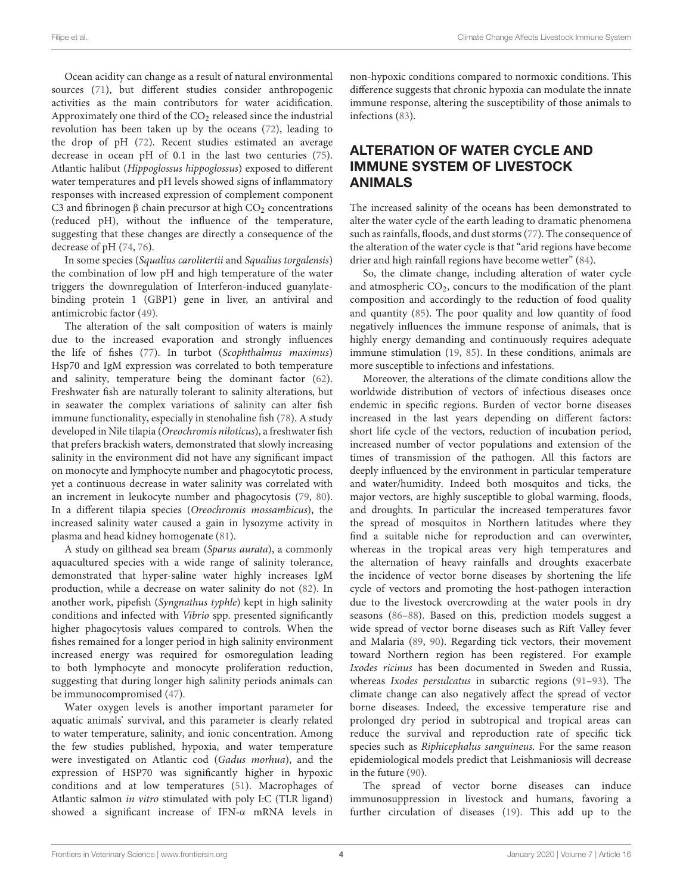Ocean acidity can change as a result of natural environmental sources (71), but different studies consider anthropogenic activities as the main contributors for water acidification. Approximately one third of the $CO_2$ released since the industrial revolution has been taken up by the oceans (72), leading to the drop of pH (72). Recent studies estimated an average decrease in ocean pH of 0.1 in the last two centuries (75). Atlantic halibut (*Hippoglossus hippoglossus*) exposed to different water temperatures and pH levels showed signs of inflammatory responses with increased expression of complement component C3 and fibrinogen β chain precursor at high $CO_2$ concentrations (reduced pH), without the influence of the temperature, suggesting that these changes are directly a consequence of the decrease of pH (74, 76).

In some species (*Squalius carolitertii* and *Squalius torgalensis*) the combination of low pH and high temperature of the water triggers the downregulation of Interferon-induced guanylate-binding protein 1 (GBP1) gene in liver, an antiviral and antimicrobic factor (49).

The alteration of the salt composition of waters is mainly due to the increased evaporation and strongly influences the life of fishes (77). In turbot (*Scophthalmus maximus*) Hsp70 and IgM expression was correlated to both temperature and salinity, temperature being the dominant factor (62). Freshwater fish are naturally tolerant to salinity alterations, but in seawater the complex variations of salinity can alter fish immune functionality, especially in stenohaline fish (78). A study developed in Nile tilapia (*Oreochromis niloticus*), a freshwater fish that prefers brackish waters, demonstrated that slowly increasing salinity in the environment did not have any significant impact on monocyte and lymphocyte number and phagocytotic process, yet a continuous decrease in water salinity was correlated with an increment in leukocyte number and phagocytosis (79, 80). In a different tilapia species (*Oreochromis mossambicus*), the increased salinity water caused a gain in lysozyme activity in plasma and head kidney homogenate (81).

A study on gilthead sea bream (*Sparus aurata*), a commonly aquacultured species with a wide range of salinity tolerance, demonstrated that hyper-saline water highly increases IgM production, while a decrease on water salinity do not (82). In another work, pipefish (*Syngnathus typhle*) kept in high salinity conditions and infected with *Vibrio* spp. presented significantly higher phagocytosis values compared to controls. When the fishes remained for a longer period in high salinity environment increased energy was required for osmoregulation leading to both lymphocyte and monocyte proliferation reduction, suggesting that during longer high salinity periods animals can be immunocompromised (47).

Water oxygen levels is another important parameter for aquatic animals' survival, and this parameter is clearly related to water temperature, salinity, and ionic concentration. Among the few studies published, hypoxia, and water temperature were investigated on Atlantic cod (*Gadus morhua*), and the expression of HSP70 was significantly higher in hypoxic conditions and at low temperatures (51). Macrophages of Atlantic salmon *in vitro* stimulated with poly I:C (TLR ligand) showed a significant increase of IFN-α mRNA levels in non-hypoxic conditions compared to normoxic conditions. This difference suggests that chronic hypoxia can modulate the innate immune response, altering the susceptibility of those animals to infections (83).

## ALTERATION OF WATER CYCLE AND IMMUNE SYSTEM OF LIVESTOCK ANIMALS

The increased salinity of the oceans has been demonstrated to alter the water cycle of the earth leading to dramatic phenomena such as rainfalls, floods, and dust storms (77). The consequence of the alteration of the water cycle is that "arid regions have become drier and high rainfall regions have become wetter" (84).

So, the climate change, including alteration of water cycle and atmospheric $CO_2$, concurs to the modification of the plant composition and accordingly to the reduction of food quality and quantity (85). The poor quality and low quantity of food negatively influences the immune response of animals, that is highly energy demanding and continuously requires adequate immune stimulation (19, 85). In these conditions, animals are more susceptible to infections and infestations.

Moreover, the alterations of the climate conditions allow the worldwide distribution of vectors of infectious diseases once endemic in specific regions. Burden of vector borne diseases increased in the last years depending on different factors: short life cycle of the vectors, reduction of incubation period, increased number of vector populations and extension of the times of transmission of the pathogen. All this factors are deeply influenced by the environment in particular temperature and water/humidity. Indeed both mosquitos and ticks, the major vectors, are highly susceptible to global warming, floods, and droughts. In particular the increased temperatures favor the spread of mosquitos in Northern latitudes where they find a suitable niche for reproduction and can overwinter, whereas in the tropical areas very high temperatures and the alternation of heavy rainfalls and droughts exacerbate the incidence of vector borne diseases by shortening the life cycle of vectors and promoting the host-pathogen interaction due to the livestock overcrowding at the water pools in dry seasons (86–88). Based on this, prediction models suggest a wide spread of vector borne diseases such as Rift Valley fever and Malaria (89, 90). Regarding tick vectors, their movement toward Northern region has been registered. For example *Ixodes ricinus* has been documented in Sweden and Russia, whereas *Ixodes persulcatus* in subarctic regions (91–93). The climate change can also negatively affect the spread of vector borne diseases. Indeed, the excessive temperature rise and prolonged dry period in subtropical and tropical areas can reduce the survival and reproduction rate of specific tick species such as *Riphicephalus sanguineus*. For the same reason epidemiological models predict that Leishmaniosis will decrease in the future (90).

The spread of vector borne diseases can induce immunosuppression in livestock and humans, favoring a further circulation of diseases (19). This add up to the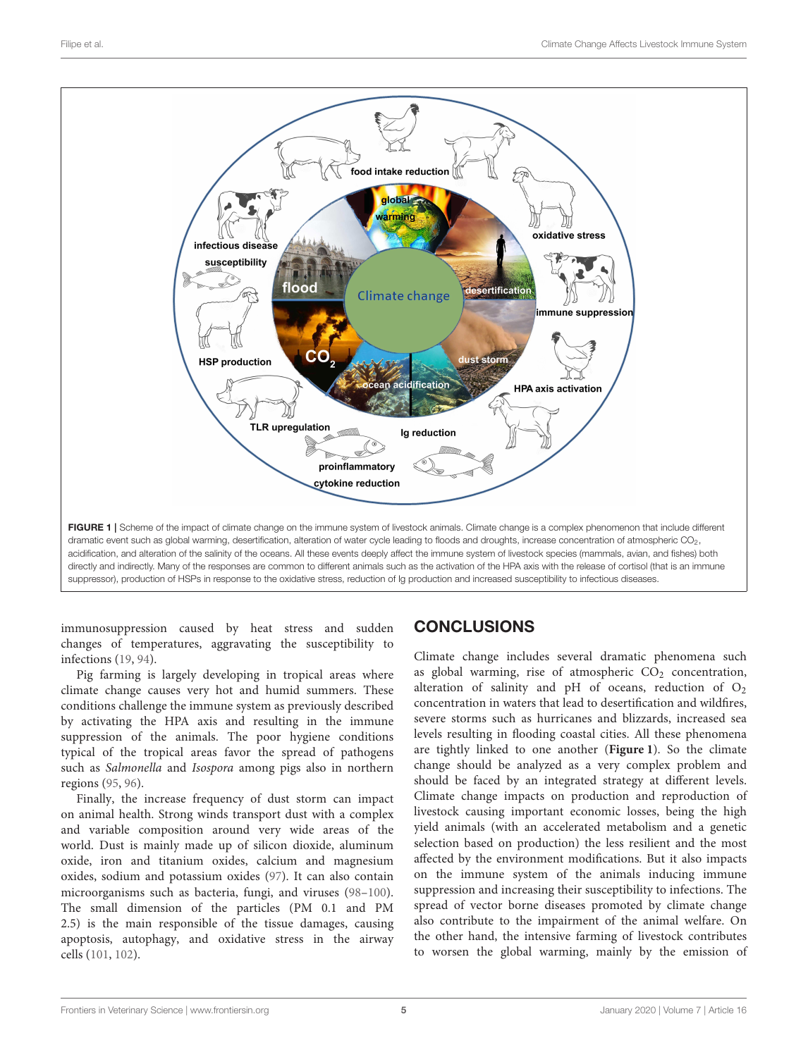FIGURE 1 | Scheme of the impact of climate change on the immune system of livestock animals. Climate change is a complex phenomenon that include different dramatic event such as global warming, desertification, alteration of water cycle leading to floods and droughts, increase concentration of atmospheric $CO_2$, acidification, and alteration of the salinity of the oceans. All these events deeply affect the immune system of livestock species (mammals, avian, and fishes) both directly and indirectly. Many of the responses are common to different animals such as the activation of the HPA axis with the release of cortisol (that is an immune suppressor), production of HSPs in response to the oxidative stress, reduction of Ig production and increased susceptibility to infectious diseases.

immunosuppression caused by heat stress and sudden changes of temperatures, aggravating the susceptibility to infections (19, 94).

Pig farming is largely developing in tropical areas where climate change causes very hot and humid summers. These conditions challenge the immune system as previously described by activating the HPA axis and resulting in the immune suppression of the animals. The poor hygiene conditions typical of the tropical areas favor the spread of pathogens such as *Salmonella* and *Isospora* among pigs also in northern regions (95, 96).

Finally, the increase frequency of dust storm can impact on animal health. Strong winds transport dust with a complex and variable composition around very wide areas of the world. Dust is mainly made up of silicon dioxide, aluminum oxide, iron and titanium oxides, calcium and magnesium oxides, sodium and potassium oxides (97). It can also contain microorganisms such as bacteria, fungi, and viruses (98–100). The small dimension of the particles (PM 0.1 and PM 2.5) is the main responsible of the tissue damages, causing apoptosis, autophagy, and oxidative stress in the airway cells (101, 102).

## CONCLUSIONS

Climate change includes several dramatic phenomena such as global warming, rise of atmospheric $CO_2$ concentration, alteration of salinity and pH of oceans, reduction of $O_2$ concentration in waters that lead to desertification and wildfires, severe storms such as hurricanes and blizzards, increased sea levels resulting in flooding coastal cities. All these phenomena are tightly linked to one another (**Figure 1**). So the climate change should be analyzed as a very complex problem and should be faced by an integrated strategy at different levels. Climate change impacts on production and reproduction of livestock causing important economic losses, being the high yield animals (with an accelerated metabolism and a genetic selection based on production) the less resilient and the most affected by the environment modifications. But it also impacts on the immune system of the animals inducing immune suppression and increasing their susceptibility to infections. The spread of vector borne diseases promoted by climate change also contribute to the impairment of the animal welfare. On the other hand, the intensive farming of livestock contributes to worsen the global warming, mainly by the emission of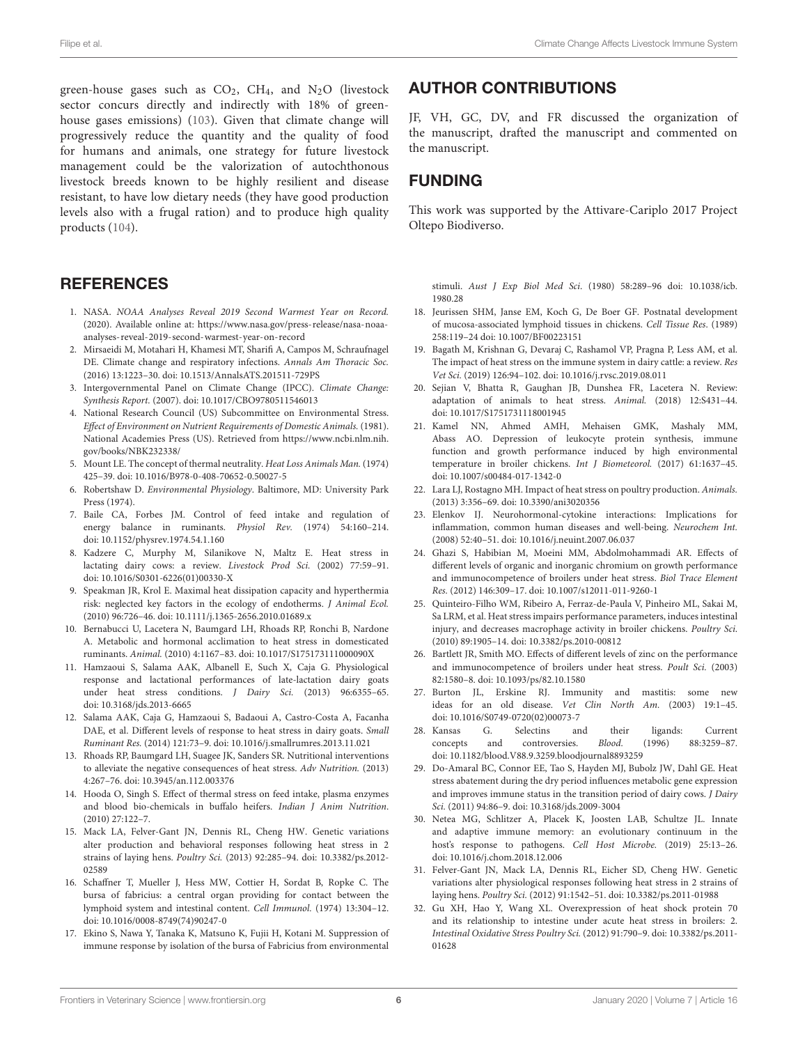green-house gases such as $CO_2$, $CH_4$, and $N_2O$ (livestock sector concurs directly and indirectly with 18% of green-house gases emissions) (103). Given that climate change will progressively reduce the quantity and the quality of food for humans and animals, one strategy for future livestock management could be the valorization of autochthonous livestock breeds known to be highly resilient and disease resistant, to have low dietary needs (they have good production levels also with a frugal ration) and to produce high quality products (104).

## AUTHOR CONTRIBUTIONS

JF, VH, GC, DV, and FR discussed the organization of the manuscript, drafted the manuscript and commented on the manuscript.

## FUNDING

This work was supported by the Attivare-Cariplo 2017 Project Oltepo Biodiverso.

## REFERENCES

1. NASA. *NOAA Analyses Reveal 2019 Second Warmest Year on Record.* (2020). Available online at: https://www.nasa.gov/press-release/nasa-noaa-analyses-reveal-2019-second-warmest-year-on-record
2. Mirsaeidi M, Motahari H, Khamesi MT, Sharifi A, Campos M, Schraufnagel DE. Climate change and respiratory infections. *Annals Am Thoracic Soc.* (2016) 13:1223–30. doi: 10.1513/AnnalsATS.201511-729PS
3. Intergovernmental Panel on Climate Change (IPCC). *Climate Change: Synthesis Report.* (2007). doi: 10.1017/CBO9780511546013
4. National Research Council (US) Subcommittee on Environmental Stress. *Effect of Environment on Nutrient Requirements of Domestic Animals.* (1981). National Academies Press (US). Retrieved from https://www.ncbi.nlm.nih.gov/books/NBK232338/
5. Mount LE. The concept of thermal neutrality. *Heat Loss Animals Man.* (1974) 425–39. doi: 10.1016/B978-0-408-70652-0.50027-5
6. Robertshaw D. *Environmental Physiology*. Baltimore, MD: University Park Press (1974).
7. Baile CA, Forbes JM. Control of feed intake and regulation of energy balance in ruminants. *Physiol Rev.* (1974) 54:160–214. doi: 10.1152/physrev.1974.54.1.160
8. Kadzere C, Murphy M, Silanikove N, Maltz E. Heat stress in lactating dairy cows: a review. *Livestock Prod Sci.* (2002) 77:59–91. doi: 10.1016/S0301-6226(01)00330-X
9. Speakman JR, Krol E. Maximal heat dissipation capacity and hyperthermia risk: neglected key factors in the ecology of endotherms. *J Animal Ecol.* (2010) 96:726–46. doi: 10.1111/j.1365-2656.2010.01689.x
10. Bernabucci U, Lacetera N, Baumgard LH, Rhoads RP, Ronchi B, Nardone A. Metabolic and hormonal acclimation to heat stress in domesticated ruminants. *Animal.* (2010) 4:1167–83. doi: 10.1017/S175173111000090X
11. Hamzaoui S, Salama AAK, Albanell E, Such X, Caja G. Physiological response and lactational performances of late-lactation dairy goats under heat stress conditions. *J Dairy Sci.* (2013) 96:6355–65. doi: 10.3168/jds.2013-6665
12. Salama AAK, Caja G, Hamzaoui S, Badaoui A, Castro-Costa A, Facanha DAE, et al. Different levels of response to heat stress in dairy goats. *Small Ruminant Res.* (2014) 121:73–9. doi: 10.1016/j.smallrumres.2013.11.021
13. Rhoads RP, Baumgard LH, Suagee JK, Sanders SR. Nutritional interventions to alleviate the negative consequences of heat stress. *Adv Nutrition.* (2013) 4:267–76. doi: 10.3945/an.112.003376
14. Hooda O, Singh S. Effect of thermal stress on feed intake, plasma enzymes and blood bio-chemicals in buffalo heifers. *Indian J Anim Nutrition*. (2010) 27:122–7.
15. Mack LA, Felver-Gant JN, Dennis RL, Cheng HW. Genetic variations alter production and behavioral responses following heat stress in 2 strains of laying hens. *Poultry Sci.* (2013) 92:285–94. doi: 10.3382/ps.2012-02589
16. Schaffner T, Mueller J, Hess MW, Cottier H, Sordat B, Ropke C. The bursa of fabricius: a central organ providing for contact between the lymphoid system and intestinal content. *Cell Immunol.* (1974) 13:304–12. doi: 10.1016/0008-8749(74)90247-0
17. Ekino S, Nawa Y, Tanaka K, Matsuno K, Fujii H, Kotani M. Suppression of immune response by isolation of the bursa of Fabricius from environmental stimuli. *Aust J Exp Biol Med Sci*. (1980) 58:289–96 doi: 10.1038/icb.1980.28
18. Jeurissen SHM, Janse EM, Koch G, De Boer GF. Postnatal development of mucosa-associated lymphoid tissues in chickens. *Cell Tissue Res*. (1989) 258:119–24 doi: 10.1007/BF00223151
19. Bagath M, Krishnan G, Devaraj C, Rashamol VP, Pragna P, Less AM, et al. The impact of heat stress on the immune system in dairy cattle: a review. *Res Vet Sci.* (2019) 126:94–102. doi: 10.1016/j.rvsc.2019.08.011
20. Sejian V, Bhatta R, Gaughan JB, Dunshea FR, Lacetera N. Review: adaptation of animals to heat stress. *Animal.* (2018) 12:S431–44. doi: 10.1017/S1751731118001945
21. Kamel NN, Ahmed AMH, Mehaisen GMK, Mashaly MM, Abass AO. Depression of leukocyte protein synthesis, immune function and growth performance induced by high environmental temperature in broiler chickens. *Int J Biometeorol.* (2017) 61:1637–45. doi: 10.1007/s00484-017-1342-0
22. Lara LJ, Rostagno MH. Impact of heat stress on poultry production. *Animals.* (2013) 3:356–69. doi: 10.3390/ani3020356
23. Elenkov IJ. Neurohormonal-cytokine interactions: Implications for inflammation, common human diseases and well-being. *Neurochem Int.* (2008) 52:40–51. doi: 10.1016/j.neuint.2007.06.037
24. Ghazi S, Habibian M, Moeini MM, Abdolmohammadi AR. Effects of different levels of organic and inorganic chromium on growth performance and immunocompetence of broilers under heat stress. *Biol Trace Element Res.* (2012) 146:309–17. doi: 10.1007/s12011-011-9260-1
25. Quinteiro-Filho WM, Ribeiro A, Ferraz-de-Paula V, Pinheiro ML, Sakai M, Sa LRM, et al. Heat stress impairs performance parameters, induces intestinal injury, and decreases macrophage activity in broiler chickens. *Poultry Sci.* (2010) 89:1905–14. doi: 10.3382/ps.2010-00812
26. Bartlett JR, Smith MO. Effects of different levels of zinc on the performance and immunocompetence of broilers under heat stress. *Poult Sci.* (2003) 82:1580–8. doi: 10.1093/ps/82.10.1580
27. Burton JL, Erskine RJ. Immunity and mastitis: some new ideas for an old disease. *Vet Clin North Am.* (2003) 19:1–45. doi: 10.1016/S0749-0720(02)00073-7
28. Kansas G. Selectins and their ligands: Current concepts and controversies. *Blood.* (1996) 88:3259–87. doi: 10.1182/blood.V88.9.3259.bloodjournal8893259
29. Do-Amaral BC, Connor EE, Tao S, Hayden MJ, Bubolz JW, Dahl GE. Heat stress abatement during the dry period influences metabolic gene expression and improves immune status in the transition period of dairy cows. *J Dairy Sci.* (2011) 94:86–9. doi: 10.3168/jds.2009-3004
30. Netea MG, Schlitzer A, Placek K, Joosten LAB, Schultze JL. Innate and adaptive immune memory: an evolutionary continuum in the host's response to pathogens. *Cell Host Microbe.* (2019) 25:13–26. doi: 10.1016/j.chom.2018.12.006
31. Felver-Gant JN, Mack LA, Dennis RL, Eicher SD, Cheng HW. Genetic variations alter physiological responses following heat stress in 2 strains of laying hens. *Poultry Sci*. (2012) 91:1542–51. doi: 10.3382/ps.2011-01988
32. Gu XH, Hao Y, Wang XL. Overexpression of heat shock protein 70 and its relationship to intestine under acute heat stress in broilers: 2. *Intestinal Oxidative Stress Poultry Sci.* (2012) 91:790–9. doi: 10.3382/ps.2011-01628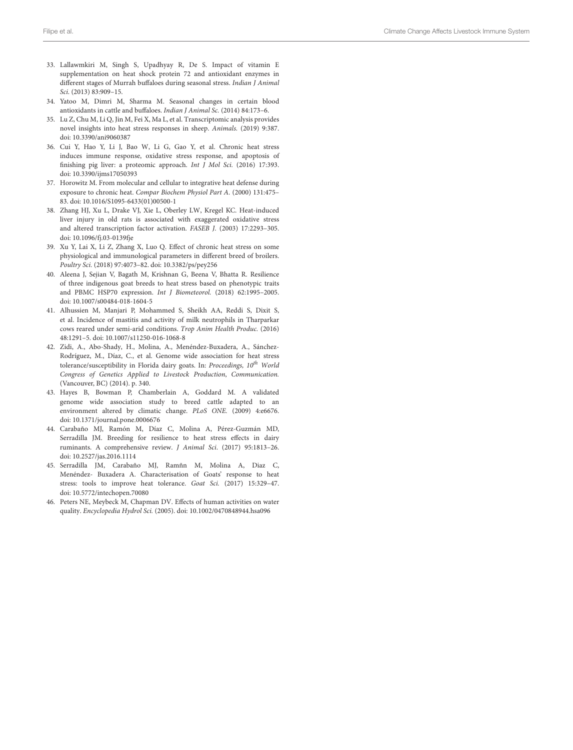33. Lallawmkiri M, Singh S, Upadhyay R, De S. Impact of vitamin E supplementation on heat shock protein 72 and antioxidant enzymes in different stages of Murrah buffaloes during seasonal stress. *Indian J Animal Sci.* (2013) 83:909–15.
34. Yatoo M, Dimri M, Sharma M. Seasonal changes in certain blood antioxidants in cattle and buffaloes. *Indian J Animal Sc.* (2014) 84:173–6.
35. Lu Z, Chu M, Li Q, Jin M, Fei X, Ma L, et al. Transcriptomic analysis provides novel insights into heat stress responses in sheep. *Animals.* (2019) 9:387. doi: 10.3390/ani9060387
36. Cui Y, Hao Y, Li J, Bao W, Li G, Gao Y, et al. Chronic heat stress induces immune response, oxidative stress response, and apoptosis of finishing pig liver: a proteomic approach. *Int J Mol Sci.* (2016) 17:393. doi: 10.3390/ijms17050393
37. Horowitz M. From molecular and cellular to integrative heat defense during exposure to chronic heat. *Compar Biochem Physiol Part A.* (2000) 131:475–83. doi: 10.1016/S1095-6433(01)00500-1
38. Zhang HJ, Xu L, Drake VJ, Xie L, Oberley LW, Kregel KC. Heat-induced liver injury in old rats is associated with exaggerated oxidative stress and altered transcription factor activation. *FASEB J.* (2003) 17:2293–305. doi: 10.1096/fj.03-0139fje
39. Xu Y, Lai X, Li Z, Zhang X, Luo Q. Effect of chronic heat stress on some physiological and immunological parameters in different breed of broilers. *Poultry Sci.* (2018) 97:4073–82. doi: 10.3382/ps/pey256
40. Aleena J, Sejian V, Bagath M, Krishnan G, Beena V, Bhatta R. Resilience of three indigenous goat breeds to heat stress based on phenotypic traits and PBMC HSP70 expression. *Int J Biometeorol.* (2018) 62:1995–2005. doi: 10.1007/s00484-018-1604-5
41. Alhussien M, Manjari P, Mohammed S, Sheikh AA, Reddi S, Dixit S, et al. Incidence of mastitis and activity of milk neutrophils in Tharparkar cows reared under semi-arid conditions. *Trop Anim Health Produc.* (2016) 48:1291–5. doi: 10.1007/s11250-016-1068-8
42. Zidi, A., Abo-Shady, H., Molina, A., Menéndez-Buxadera, A., Sánchez-Rodríguez, M., Díaz, C., et al. Genome wide association for heat stress tolerance/susceptibility in Florida dairy goats. In: *Proceedings, 10th World Congress of Genetics Applied to Livestock Production, Communication.* (Vancouver, BC) (2014). p. 340.
43. Hayes B, Bowman P, Chamberlain A, Goddard M. A validated genome wide association study to breed cattle adapted to an environment altered by climatic change. *PLoS ONE.* (2009) 4:e6676. doi: 10.1371/journal.pone.0006676
44. Carabaño MJ, Ramón M, Díaz C, Molina A, Pérez-Guzmán MD, Serradilla JM. Breeding for resilience to heat stress effects in dairy ruminants. A comprehensive review. *J Animal Sci.* (2017) 95:1813–26. doi: 10.2527/jas.2016.1114
45. Serradilla JM, Carabaño MJ, Ramñn M, Molina A, Diaz C, Menéndez- Buxadera A. Characterisation of Goats' response to heat stress: tools to improve heat tolerance. *Goat Sci.* (2017) 15:329–47. doi: 10.5772/intechopen.70080
46. Peters NE, Meybeck M, Chapman DV. Effects of human activities on water quality. *Encyclopedia Hydrol Sci.* (2005). doi: 10.1002/0470848944.hsa096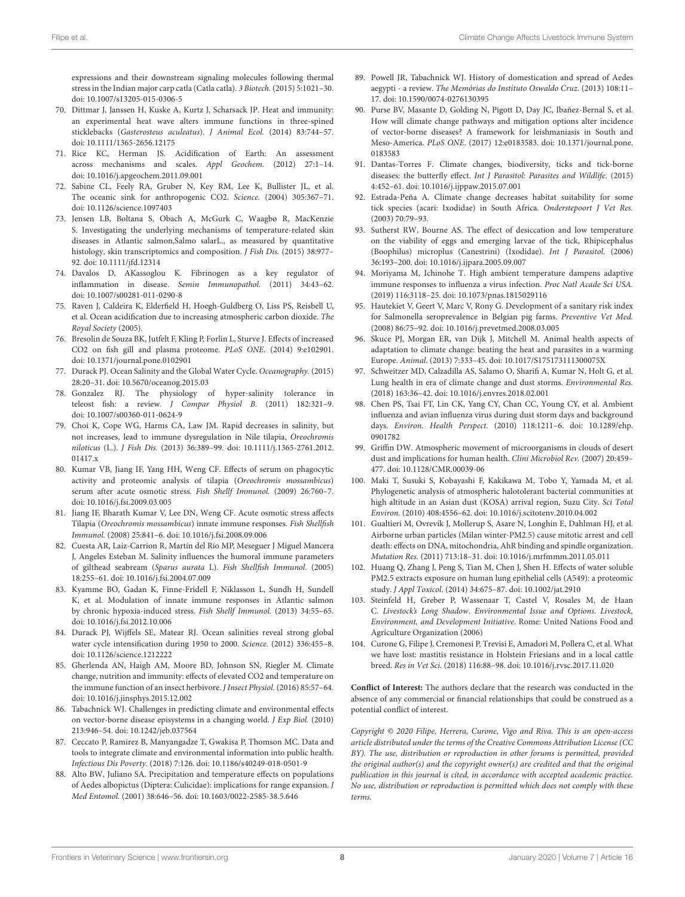expressions and their downstream signaling molecules following thermal stress in the Indian major carp catla (Catla catla). *3 Biotech.* (2015) 5:1021–30. doi: 10.1007/s13205-015-0306-5

70. Dittmar J, Janssen H, Kuske A, Kurtz J, Scharsack JP. Heat and immunity: an experimental heat wave alters immune functions in three-spined sticklebacks (*Gasterosteus aculeatus*). *J Animal Ecol.* (2014) 83:744–57. doi: 10.1111/1365-2656.12175
71. Rice KC, Herman JS. Acidification of Earth: An assessment across mechanisms and scales. *Appl Geochem.* (2012) 27:1–14. doi: 10.1016/j.apgeochem.2011.09.001
72. Sabine CL, Feely RA, Gruber N, Key RM, Lee K, Bullister JL, et al. The oceanic sink for anthropogenic CO2. *Science.* (2004) 305:367–71. doi: 10.1126/science.1097403
73. Jensen LB, Boltana S, Obach A, McGurk C, Waagbø R, MacKenzie S. Investigating the underlying mechanisms of temperature-related skin diseases in Atlantic salmon,Salmo salarL., as measured by quantitative histology, skin transcriptomics and composition. *J Fish Dis.* (2015) 38:977–92. doi: 10.1111/jfd.12314
74. Davalos D, AKassoglou K. Fibrinogen as a key regulator of inflammation in disease. *Semin Immunopathol.* (2011) 34:43–62. doi: 10.1007/s00281-011-0290-8
75. Raven J, Caldeira K, Elderfield H, Hoegh-Guldberg O, Liss PS, Reisbell U, et al. Ocean acidification due to increasing atmospheric carbon dioxide. *The Royal Society* (2005).
76. Bresolin de Souza BK, Jutfelt F, Kling P, Forlin L, Sturve J. Effects of increased CO2 on fish gill and plasma proteome. *PLoS ONE.* (2014) 9:e102901. doi: 10.1371/journal.pone.0102901
77. Durack PJ. Ocean Salinity and the Global Water Cycle. *Oceanography.* (2015) 28:20–31. doi: 10.5670/oceanog.2015.03
78. Gonzalez RJ. The physiology of hyper-salinity tolerance in teleost fish: a review. *J Compar Physiol B.* (2011) 182:321–9. doi: 10.1007/s00360-011-0624-9
79. Choi K, Cope WG, Harms CA, Law JM. Rapid decreases in salinity, but not increases, lead to immune dysregulation in Nile tilapia, *Oreochromis niloticus* (L.). *J Fish Dis.* (2013) 36:389–99. doi: 10.1111/j.1365-2761.2012.01417.x
80. Kumar VB, Jiang IF, Yang HH, Weng CF. Effects of serum on phagocytic activity and proteomic analysis of tilapia (*Oreochromis mossambicus*) serum after acute osmotic stress. *Fish Shellf Immunol.* (2009) 26:760–7. doi: 10.1016/j.fsi.2009.03.005
81. Jiang IF, Bharath Kumar V, Lee DN, Weng CF. Acute osmotic stress affects Tilapia (*Oreochromis mossambicus*) innate immune responses. *Fish Shellfish Immunol.* (2008) 25:841–6. doi: 10.1016/j.fsi.2008.09.006
82. Cuesta AR, Laiz-Carrion R, Martín del Río MP, Meseguer J Miguel Mancera J, Angeles Esteban M. Salinity influences the humoral immune parameters of gilthead seabream (*Sparus aurata* L). *Fish Shellfish Immunol.* (2005) 18:255–61. doi: 10.1016/j.fsi.2004.07.009
83. Kyamme BO, Gadan K, Finne-Fridell F, Niklasson L, Sundh H, Sundell K, et al. Modulation of innate immune responses in Atlantic salmon by chronic hypoxia-induced stress. *Fish Shellf Immunol.* (2013) 34:55–65. doi: 10.1016/j.fsi.2012.10.006
84. Durack PJ, Wijffels SE, Matear RJ. Ocean salinities reveal strong global water cycle intensification during 1950 to 2000. *Science.* (2012) 336:455–8. doi: 10.1126/science.1212222
85. Gherlenda AN, Haigh AM, Moore BD, Johnson SN, Riegler M. Climate change, nutrition and immunity: effects of elevated CO2 and temperature on the immune function of an insect herbivore. *J Insect Physiol.* (2016) 85:57–64. doi: 10.1016/j.jinsphys.2015.12.002
86. Tabachnick WJ. Challenges in predicting climate and environmental effects on vector-borne disease episystems in a changing world. *J Exp Biol.* (2010) 213:946–54. doi: 10.1242/jeb.037564
87. Ceccato P, Ramirez B, Manyangadze T, Gwakisa P, Thomson MC. Data and tools to integrate climate and environmental information into public health. *Infectious Dis Poverty.* (2018) 7:126. doi: 10.1186/s40249-018-0501-9
88. Alto BW, Juliano SA. Precipitation and temperature effects on populations of Aedes albopictus (Diptera: Culicidae): implications for range expansion. *J Med Entomol.* (2001) 38:646–56. doi: 10.1603/0022-2585-38.5.646
89. Powell JR, Tabachnick WJ. History of domestication and spread of Aedes aegypti - a review. *The Memórias do Instituto Oswaldo Cruz.* (2013) 108:11–17. doi: 10.1590/0074-0276130395
90. Purse BV, Masante D, Golding N, Pigott D, Day JC, Ibañez-Bernal S, et al. How will climate change pathways and mitigation options alter incidence of vector-borne diseases? A framework for leishmaniasis in South and Meso-America. *PLoS ONE.* (2017) 12:e0183583. doi: 10.1371/journal.pone.0183583
91. Dantas-Torres F. Climate changes, biodiversity, ticks and tick-borne diseases: the butterfly effect. *Int J Parasitol: Parasites and Wildlife.* (2015) 4:452–61. doi: 10.1016/j.ijppaw.2015.07.001
92. Estrada-Peña A. Climate change decreases habitat suitability for some tick species (acari: Ixodidae) in South Africa. *Onderstepoort J Vet Res.* (2003) 70:79–93.
93. Sutherst RW, Bourne AS. The effect of desiccation and low temperature on the viability of eggs and emerging larvae of the tick, Rhipicephalus (Boophilus) microplus (Canestrini) (Ixodidae). *Int J Parasitol.* (2006) 36:193–200. doi: 10.1016/j.ijpara.2005.09.007
94. Moriyama M, Ichinohe T. High ambient temperature dampens adaptive immune responses to influenza a virus infection. *Proc Natl Acade Sci USA.* (2019) 116:3118–25. doi: 10.1073/pnas.1815029116
95. Hautekiet V, Geert V, Marc V, Rony G. Development of a sanitary risk index for Salmonella seroprevalence in Belgian pig farms. *Preventive Vet Med.* (2008) 86:75–92. doi: 10.1016/j.prevetmed.2008.03.005
96. Skuce PJ, Morgan ER, van Dijk J, Mitchell M. Animal health aspects of adaptation to climate change: beating the heat and parasites in a warming Europe. *Animal.* (2013) 7:333–45. doi: 10.1017/S175173111300075X
97. Schweitzer MD, Calzadilla AS, Salamo O, Sharifi A, Kumar N, Holt G, et al. Lung health in era of climate change and dust storms. *Environmental Res.* (2018) 163:36–42. doi: 10.1016/j.envres.2018.02.001
98. Chen PS, Tsai FT, Lin CK, Yang CY, Chan CC, Young CY, et al. Ambient influenza and avian influenza virus during dust storm days and background days. *Environ. Health Perspect.* (2010) 118:1211–6. doi: 10.1289/ehp.0901782
99. Griffin DW. Atmospheric movement of microorganisms in clouds of desert dust and implications for human health. *Clini Microbiol Rev.* (2007) 20:459–477. doi: 10.1128/CMR.00039-06
100. Maki T, Susuki S, Kobayashi F, Kakikawa M, Tobo Y, Yamada M, et al. Phylogenetic analysis of atmospheric halotolerant bacterial communities at high altitude in an Asian dust (KOSA) arrival region, Suzu City. *Sci Total Environ.* (2010) 408:4556–62. doi: 10.1016/j.scitotenv.2010.04.002
101. Gualtieri M, Ovrevik J, Mollerup S, Asare N, Longhin E, Dahlman HJ, et al. Airborne urban particles (Milan winter-PM2.5) cause mitotic arrest and cell death: effects on DNA, mitochondria, AhR binding and spindle organization. *Mutation Res.* (2011) 713:18–31. doi: 10.1016/j.mrfmmm.2011.05.011
102. Huang Q, Zhang J, Peng S, Tian M, Chen J, Shen H. Effects of water soluble PM2.5 extracts exposure on human lung epithelial cells (A549): a proteomic study. *J Appl Toxicol.* (2014) 34:675–87. doi: 10.1002/jat.2910
103. Steinfeld H, Greber P, Wassenaar T, Castel V, Rosales M, de Haan C. *Livestock's Long Shadow. Environmental Issue and Options. Livestock, Environment, and Development Initiative.* Rome: United Nations Food and Agriculture Organization (2006)
104. Curone G, Filipe J, Cremonesi P, Trevisi E, Amadori M, Pollera C, et al. What we have lost: mastitis resistance in Holstein Friesians and in a local cattle breed. *Res in Vet Sci.* (2018) 116:88–98. doi: 10.1016/j.rvsc.2017.11.020

**Conflict of Interest:** The authors declare that the research was conducted in the absence of any commercial or financial relationships that could be construed as a potential conflict of interest.

*Copyright © 2020 Filipe, Herrera, Curone, Vigo and Riva. This is an open-access article distributed under the terms of the Creative Commons Attribution License (CC BY). The use, distribution or reproduction in other forums is permitted, provided the original author(s) and the copyright owner(s) are credited and that the original publication in this journal is cited, in accordance with accepted academic practice. No use, distribution or reproduction is permitted which does not comply with these terms.*